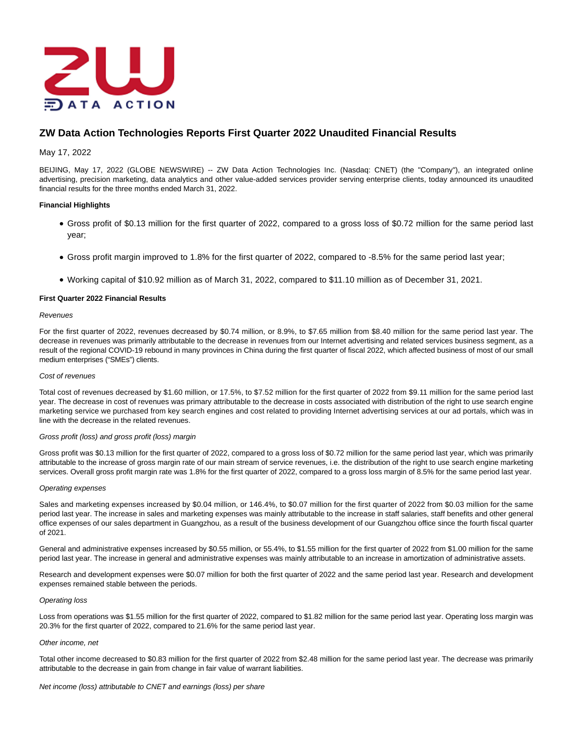# ZW Data Action Technologies Reports First Quarter 2022 Unaudited Financial Results

May 17, 2022

BEIJING, May 17, 2022 (GLOBE NEWSWIRE) -- ZW Data Action Technologies Inc. (Nasdaq: CNET) (the "Company"), an integrated online advertising, precision marketing, data analytics and other value-added services provider serving enterprise clients, today announced its unaudited financial results for the three months ended March 31, 2022.

**Financial Highlights**

- Gross profit of $0.13 million for the first quarter of 2022, compared to a gross loss of $0.72 million for the same period last year;
- Gross profit margin improved to 1.8% for the first quarter of 2022, compared to -8.5% for the same period last year;
- Working capital of $10.92 million as of March 31, 2022, compared to $11.10 million as of December 31, 2021.

**First Quarter 2022 Financial Results**

*Revenues*

For the first quarter of 2022, revenues decreased by $0.74 million, or 8.9%, to $7.65 million from $8.40 million for the same period last year. The decrease in revenues was primarily attributable to the decrease in revenues from our Internet advertising and related services business segment, as a result of the regional COVID-19 rebound in many provinces in China during the first quarter of fiscal 2022, which affected business of most of our small medium enterprises ("SMEs") clients.

*Cost of revenues*

Total cost of revenues decreased by $1.60 million, or 17.5%, to $7.52 million for the first quarter of 2022 from $9.11 million for the same period last year. The decrease in cost of revenues was primary attributable to the decrease in costs associated with distribution of the right to use search engine marketing service we purchased from key search engines and cost related to providing Internet advertising services at our ad portals, which was in line with the decrease in the related revenues.

*Gross profit (loss) and gross profit (loss) margin*

Gross profit was $0.13 million for the first quarter of 2022, compared to a gross loss of $0.72 million for the same period last year, which was primarily attributable to the increase of gross margin rate of our main stream of service revenues, i.e. the distribution of the right to use search engine marketing services. Overall gross profit margin rate was 1.8% for the first quarter of 2022, compared to a gross loss margin of 8.5% for the same period last year.

*Operating expenses*

Sales and marketing expenses increased by $0.04 million, or 146.4%, to $0.07 million for the first quarter of 2022 from $0.03 million for the same period last year. The increase in sales and marketing expenses was mainly attributable to the increase in staff salaries, staff benefits and other general office expenses of our sales department in Guangzhou, as a result of the business development of our Guangzhou office since the fourth fiscal quarter of 2021.

General and administrative expenses increased by $0.55 million, or 55.4%, to $1.55 million for the first quarter of 2022 from $1.00 million for the same period last year. The increase in general and administrative expenses was mainly attributable to an increase in amortization of administrative assets.

Research and development expenses were $0.07 million for both the first quarter of 2022 and the same period last year. Research and development expenses remained stable between the periods.

*Operating loss*

Loss from operations was $1.55 million for the first quarter of 2022, compared to $1.82 million for the same period last year. Operating loss margin was 20.3% for the first quarter of 2022, compared to 21.6% for the same period last year.

*Other income, net*

Total other income decreased to $0.83 million for the first quarter of 2022 from $2.48 million for the same period last year. The decrease was primarily attributable to the decrease in gain from change in fair value of warrant liabilities.

*Net income (loss) attributable to CNET and earnings (loss) per share*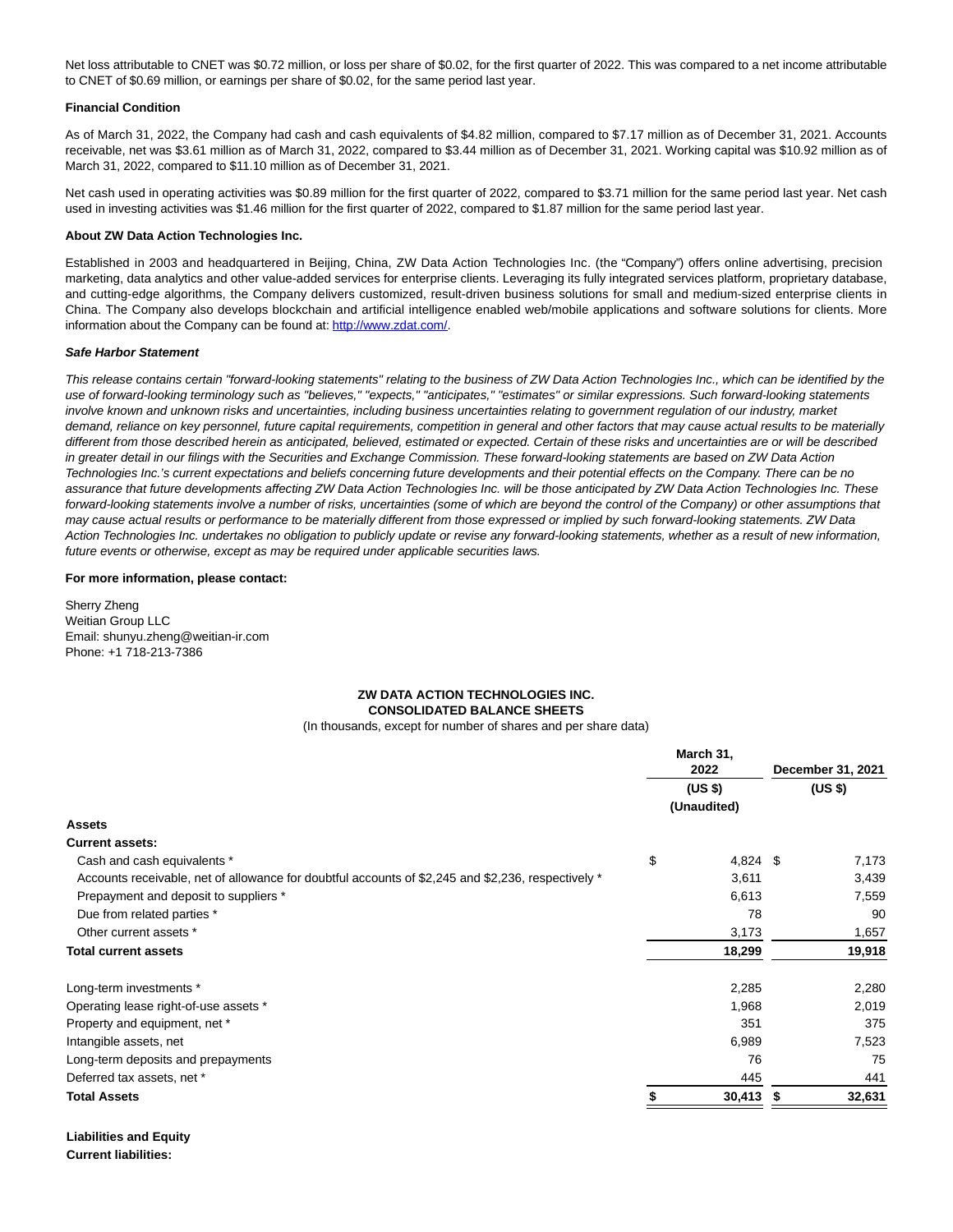Net loss attributable to CNET was $0.72 million, or loss per share of $0.02, for the first quarter of 2022. This was compared to a net income attributable to CNET of $0.69 million, or earnings per share of $0.02, for the same period last year.

**Financial Condition**

As of March 31, 2022, the Company had cash and cash equivalents of $4.82 million, compared to $7.17 million as of December 31, 2021. Accounts receivable, net was $3.61 million as of March 31, 2022, compared to $3.44 million as of December 31, 2021. Working capital was $10.92 million as of March 31, 2022, compared to $11.10 million as of December 31, 2021.

Net cash used in operating activities was $0.89 million for the first quarter of 2022, compared to $3.71 million for the same period last year. Net cash used in investing activities was $1.46 million for the first quarter of 2022, compared to $1.87 million for the same period last year.

**About ZW Data Action Technologies Inc.**

Established in 2003 and headquartered in Beijing, China, ZW Data Action Technologies Inc. (the "Company") offers online advertising, precision marketing, data analytics and other value-added services for enterprise clients. Leveraging its fully integrated services platform, proprietary database, and cutting-edge algorithms, the Company delivers customized, result-driven business solutions for small and medium-sized enterprise clients in China. The Company also develops blockchain and artificial intelligence enabled web/mobile applications and software solutions for clients. More information about the Company can be found at: [http://www.zdat.com/](http://www.zdat.com/).

***Safe Harbor Statement***

*This release contains certain "forward-looking statements" relating to the business of ZW Data Action Technologies Inc., which can be identified by the use of forward-looking terminology such as "believes," "expects," "anticipates," "estimates" or similar expressions. Such forward-looking statements involve known and unknown risks and uncertainties, including business uncertainties relating to government regulation of our industry, market demand, reliance on key personnel, future capital requirements, competition in general and other factors that may cause actual results to be materially different from those described herein as anticipated, believed, estimated or expected. Certain of these risks and uncertainties are or will be described in greater detail in our filings with the Securities and Exchange Commission. These forward-looking statements are based on ZW Data Action Technologies Inc.'s current expectations and beliefs concerning future developments and their potential effects on the Company. There can be no assurance that future developments affecting ZW Data Action Technologies Inc. will be those anticipated by ZW Data Action Technologies Inc. These forward-looking statements involve a number of risks, uncertainties (some of which are beyond the control of the Company) or other assumptions that may cause actual results or performance to be materially different from those expressed or implied by such forward-looking statements. ZW Data Action Technologies Inc. undertakes no obligation to publicly update or revise any forward-looking statements, whether as a result of new information, future events or otherwise, except as may be required under applicable securities laws.*

**For more information, please contact:**

Sherry Zheng
Weitian Group LLC
Email: shunyu.zheng@weitian-ir.com
Phone: +1 718-213-7386

**ZW DATA ACTION TECHNOLOGIES INC.**
**CONSOLIDATED BALANCE SHEETS**
(In thousands, except for number of shares and per share data)

| | March 31, 2022 (US $) (Unaudited) | December 31, 2021 (US $) |
|---|---|---|
| **Assets** | | |
| **Current assets:** | | |
| Cash and cash equivalents * | $ 4,824 | $ 7,173 |
| Accounts receivable, net of allowance for doubtful accounts of $2,245 and $2,236, respectively * | 3,611 | 3,439 |
| Prepayment and deposit to suppliers * | 6,613 | 7,559 |
| Due from related parties * | 78 | 90 |
| Other current assets * | 3,173 | 1,657 |
| **Total current assets** | **18,299** | **19,918** |
| Long-term investments * | 2,285 | 2,280 |
| Operating lease right-of-use assets * | 1,968 | 2,019 |
| Property and equipment, net * | 351 | 375 |
| Intangible assets, net | 6,989 | 7,523 |
| Long-term deposits and prepayments | 76 | 75 |
| Deferred tax assets, net * | 445 | 441 |
| **Total Assets** | **$ 30,413** | **$ 32,631** |
| **Liabilities and Equity** | | |
| **Current liabilities:** | | |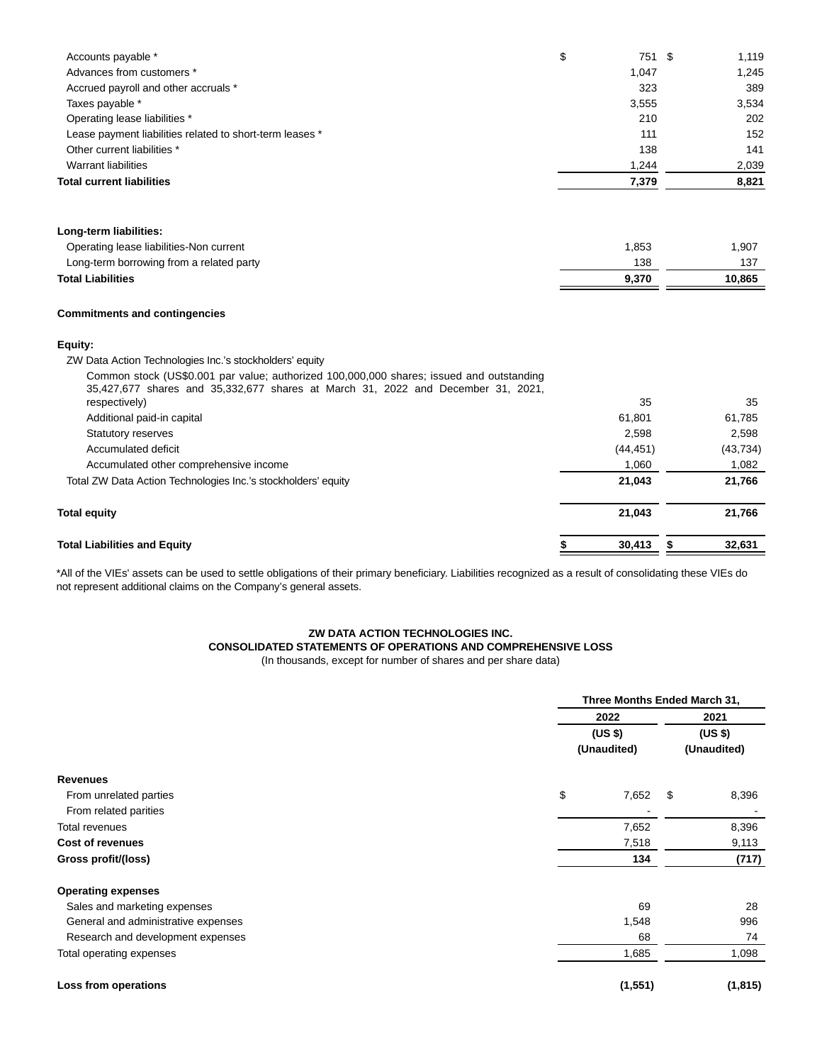| | | |
|---|---|---|
| Accounts payable * | $ 751 | $ 1,119 |
| Advances from customers * | 1,047 | 1,245 |
| Accrued payroll and other accruals * | 323 | 389 |
| Taxes payable * | 3,555 | 3,534 |
| Operating lease liabilities * | 210 | 202 |
| Lease payment liabilities related to short-term leases * | 111 | 152 |
| Other current liabilities * | 138 | 141 |
| Warrant liabilities | 1,244 | 2,039 |
| **Total current liabilities** | **7,379** | **8,821** |
| | | |
| **Long-term liabilities:** | | |
| Operating lease liabilities-Non current | 1,853 | 1,907 |
| Long-term borrowing from a related party | 138 | 137 |
| **Total Liabilities** | **9,370** | **10,865** |
| | | |
| **Commitments and contingencies** | | |
| | | |
| **Equity:** | | |
| ZW Data Action Technologies Inc.'s stockholders' equity | | |
| Common stock (US$0.001 par value; authorized 100,000,000 shares; issued and outstanding 35,427,677 shares and 35,332,677 shares at March 31, 2022 and December 31, 2021, respectively) | 35 | 35 |
| Additional paid-in capital | 61,801 | 61,785 |
| Statutory reserves | 2,598 | 2,598 |
| Accumulated deficit | (44,451) | (43,734) |
| Accumulated other comprehensive income | 1,060 | 1,082 |
| Total ZW Data Action Technologies Inc.'s stockholders' equity | **21,043** | **21,766** |
| | | |
| **Total equity** | **21,043** | **21,766** |
| | | |
| **Total Liabilities and Equity** | **$ 30,413** | **$ 32,631** |

*All of the VIEs' assets can be used to settle obligations of their primary beneficiary. Liabilities recognized as a result of consolidating these VIEs do not represent additional claims on the Company's general assets.

**ZW DATA ACTION TECHNOLOGIES INC.**
**CONSOLIDATED STATEMENTS OF OPERATIONS AND COMPREHENSIVE LOSS**
(In thousands, except for number of shares and per share data)

| | Three Months Ended March 31, | |
|---|---|---|
| | 2022 | 2021 |
| | (US $) (Unaudited) | (US $) (Unaudited) |
| **Revenues** | | |
| From unrelated parties | $ 7,652 | $ 8,396 |
| From related parities | - | - |
| Total revenues | 7,652 | 8,396 |
| **Cost of revenues** | 7,518 | 9,113 |
| **Gross profit/(loss)** | **134** | **(717)** |
| | | |
| **Operating expenses** | | |
| Sales and marketing expenses | 69 | 28 |
| General and administrative expenses | 1,548 | 996 |
| Research and development expenses | 68 | 74 |
| Total operating expenses | 1,685 | 1,098 |
| | | |
| **Loss from operations** | **(1,551)** | **(1,815)** |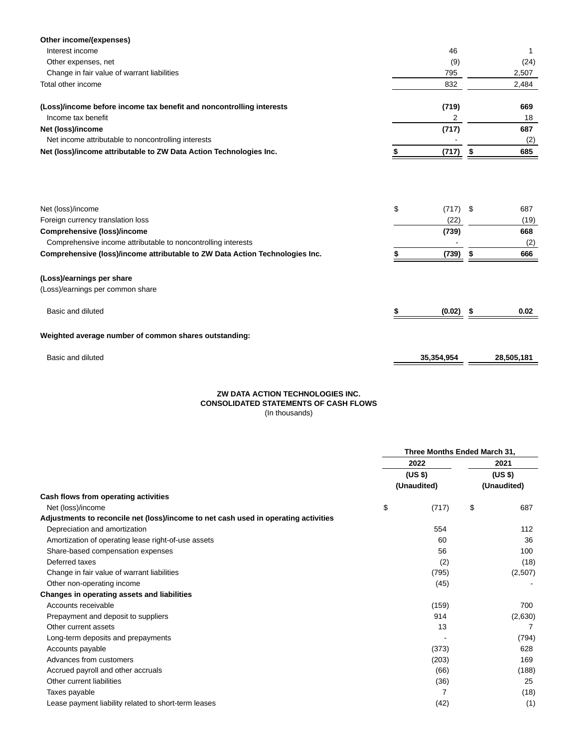| | | |
|---|---|---|
| **Other income/(expenses)** | | |
| Interest income | 46 | 1 |
| Other expenses, net | (9) | (24) |
| Change in fair value of warrant liabilities | 795 | 2,507 |
| Total other income | 832 | 2,484 |
| | | |
| **(Loss)/income before income tax benefit and noncontrolling interests** | **(719)** | **669** |
| Income tax benefit | 2 | 18 |
| **Net (loss)/income** | **(717)** | **687** |
| Net income attributable to noncontrolling interests | - | (2) |
| **Net (loss)/income attributable to ZW Data Action Technologies Inc.** | **$ (717)** | **$ 685** |

| | | |
|---|---|---|
| Net (loss)/income | $ (717) | $ 687 |
| Foreign currency translation loss | (22) | (19) |
| **Comprehensive (loss)/income** | **(739)** | **668** |
| Comprehensive income attributable to noncontrolling interests | - | (2) |
| **Comprehensive (loss)/income attributable to ZW Data Action Technologies Inc.** | **$ (739)** | **$ 666** |
| | | |
| **(Loss)/earnings per share** | | |
| (Loss)/earnings per common share | | |
| Basic and diluted | **$ (0.02)** | **$ 0.02** |
| | | |
| **Weighted average number of common shares outstanding:** | | |
| Basic and diluted | **35,354,954** | **28,505,181** |

**ZW DATA ACTION TECHNOLOGIES INC.**
**CONSOLIDATED STATEMENTS OF CASH FLOWS**
(In thousands)

| | Three Months Ended March 31, | |
|---|---|---|
| | 2022 | 2021 |
| | (US $) | (US $) |
| | (Unaudited) | (Unaudited) |
| **Cash flows from operating activities** | | |
| Net (loss)/income | $ (717) | $ 687 |
| **Adjustments to reconcile net (loss)/income to net cash used in operating activities** | | |
| Depreciation and amortization | 554 | 112 |
| Amortization of operating lease right-of-use assets | 60 | 36 |
| Share-based compensation expenses | 56 | 100 |
| Deferred taxes | (2) | (18) |
| Change in fair value of warrant liabilities | (795) | (2,507) |
| Other non-operating income | (45) | - |
| **Changes in operating assets and liabilities** | | |
| Accounts receivable | (159) | 700 |
| Prepayment and deposit to suppliers | 914 | (2,630) |
| Other current assets | 13 | 7 |
| Long-term deposits and prepayments | - | (794) |
| Accounts payable | (373) | 628 |
| Advances from customers | (203) | 169 |
| Accrued payroll and other accruals | (66) | (188) |
| Other current liabilities | (36) | 25 |
| Taxes payable | 7 | (18) |
| Lease payment liability related to short-term leases | (42) | (1) |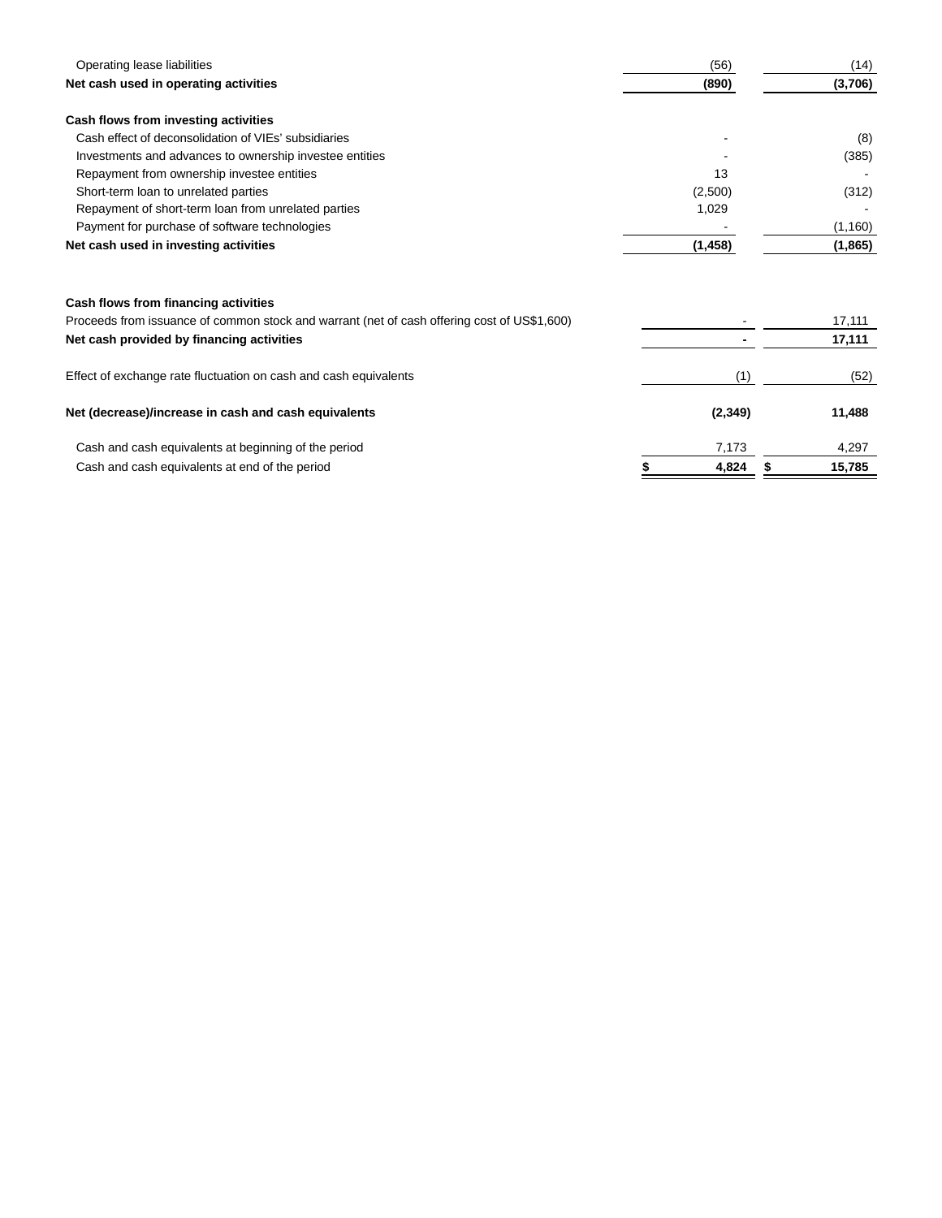| | | |
|---|---|---|
| Operating lease liabilities | (56) | (14) |
| **Net cash used in operating activities** | **(890)** | **(3,706)** |
| | | |
| **Cash flows from investing activities** | | |
| Cash effect of deconsolidation of VIEs' subsidiaries | - | (8) |
| Investments and advances to ownership investee entities | - | (385) |
| Repayment from ownership investee entities | 13 | - |
| Short-term loan to unrelated parties | (2,500) | (312) |
| Repayment of short-term loan from unrelated parties | 1,029 | - |
| Payment for purchase of software technologies | - | (1,160) |
| **Net cash used in investing activities** | **(1,458)** | **(1,865)** |
| | | |
| **Cash flows from financing activities** | | |
| Proceeds from issuance of common stock and warrant (net of cash offering cost of US$1,600) | - | 17,111 |
| **Net cash provided by financing activities** | **-** | **17,111** |
| | | |
| Effect of exchange rate fluctuation on cash and cash equivalents | (1) | (52) |
| | | |
| **Net (decrease)/increase in cash and cash equivalents** | **(2,349)** | **11,488** |
| | | |
| Cash and cash equivalents at beginning of the period | 7,173 | 4,297 |
| Cash and cash equivalents at end of the period | **$ 4,824** | **$ 15,785** |